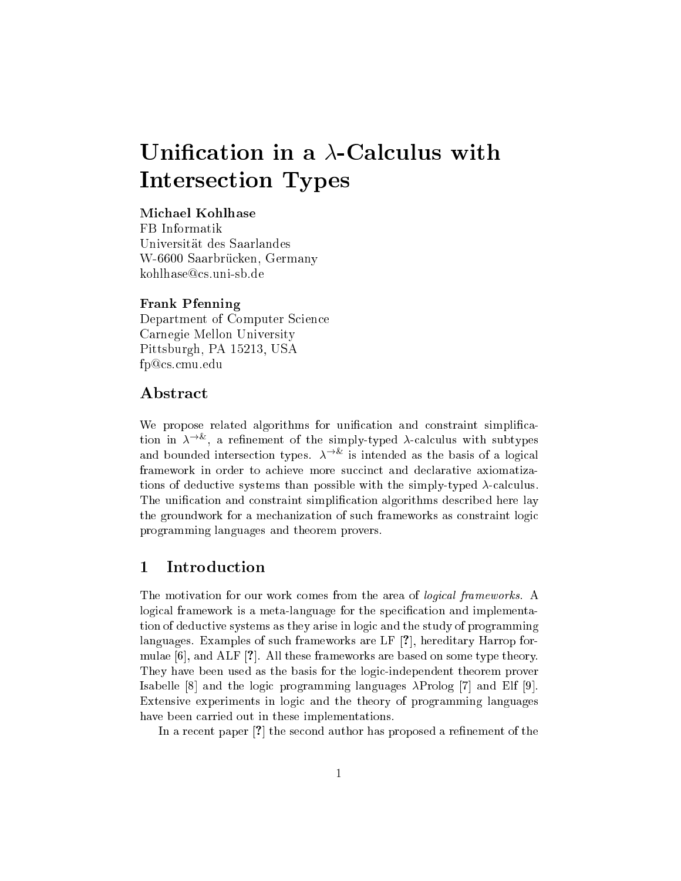# Unification in a $\lambda$-Calculus with Intersection Types

**Michael Kohlhase**
FB Informatik
Universität des Saarlandes
W-6600 Saarbrücken, Germany
kohlhase@cs.uni-sb.de

**Frank Pfenning**
Department of Computer Science
Carnegie Mellon University
Pittsburgh, PA 15213, USA
fp@cs.cmu.edu

## Abstract

We propose related algorithms for unification and constraint simplification in $\lambda^{\rightarrow\&}$, a refinement of the simply-typed $\lambda$-calculus with subtypes and bounded intersection types. $\lambda^{\rightarrow\&}$ is intended as the basis of a logical framework in order to achieve more succinct and declarative axiomatizations of deductive systems than possible with the simply-typed $\lambda$-calculus. The unification and constraint simplification algorithms described here lay the groundwork for a mechanization of such frameworks as constraint logic programming languages and theorem provers.

## 1 Introduction

The motivation for our work comes from the area of *logical frameworks*. A logical framework is a meta-language for the specification and implementation of deductive systems as they arise in logic and the study of programming languages. Examples of such frameworks are LF [**?**], hereditary Harrop formulae [6], and ALF [**?**]. All these frameworks are based on some type theory. They have been used as the basis for the logic-independent theorem prover Isabelle [8] and the logic programming languages $\lambda$Prolog [7] and Elf [9]. Extensive experiments in logic and the theory of programming languages have been carried out in these implementations.

In a recent paper [**?**] the second author has proposed a refinement of the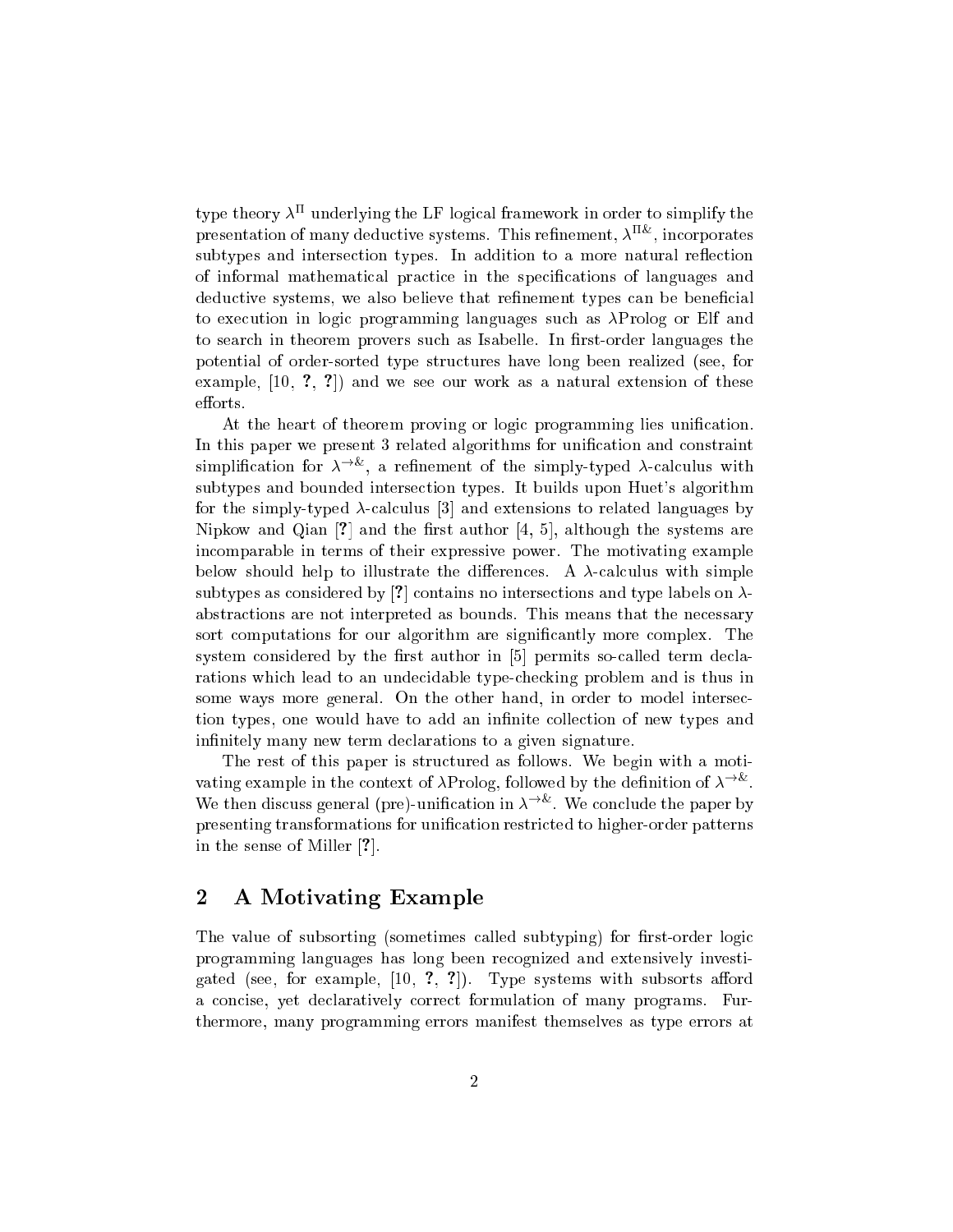type theory $\lambda^{\Pi}$ underlying the LF logical framework in order to simplify the presentation of many deductive systems. This refinement, $\lambda^{\Pi\&}$, incorporates subtypes and intersection types. In addition to a more natural reflection of informal mathematical practice in the specifications of languages and deductive systems, we also believe that refinement types can be beneficial to execution in logic programming languages such as $\lambda$Prolog or Elf and to search in theorem provers such as Isabelle. In first-order languages the potential of order-sorted type structures have long been realized (see, for example, [10, **?**, **?**]) and we see our work as a natural extension of these efforts.

At the heart of theorem proving or logic programming lies unification. In this paper we present 3 related algorithms for unification and constraint simplification for $\lambda^{\rightarrow\&}$, a refinement of the simply-typed $\lambda$-calculus with subtypes and bounded intersection types. It builds upon Huet's algorithm for the simply-typed $\lambda$-calculus [3] and extensions to related languages by Nipkow and Qian [**?**] and the first author [4, 5], although the systems are incomparable in terms of their expressive power. The motivating example below should help to illustrate the differences. A $\lambda$-calculus with simple subtypes as considered by [**?**] contains no intersections and type labels on $\lambda$-abstractions are not interpreted as bounds. This means that the necessary sort computations for our algorithm are significantly more complex. The system considered by the first author in [5] permits so-called term declarations which lead to an undecidable type-checking problem and is thus in some ways more general. On the other hand, in order to model intersection types, one would have to add an infinite collection of new types and infinitely many new term declarations to a given signature.

The rest of this paper is structured as follows. We begin with a motivating example in the context of $\lambda$Prolog, followed by the definition of $\lambda^{\rightarrow\&}$. We then discuss general (pre)-unification in $\lambda^{\rightarrow\&}$. We conclude the paper by presenting transformations for unification restricted to higher-order patterns in the sense of Miller [**?**].

## 2 A Motivating Example

The value of subsorting (sometimes called subtyping) for first-order logic programming languages has long been recognized and extensively investigated (see, for example, [10, **?**, **?**]). Type systems with subsorts afford a concise, yet declaratively correct formulation of many programs. Furthermore, many programming errors manifest themselves as type errors at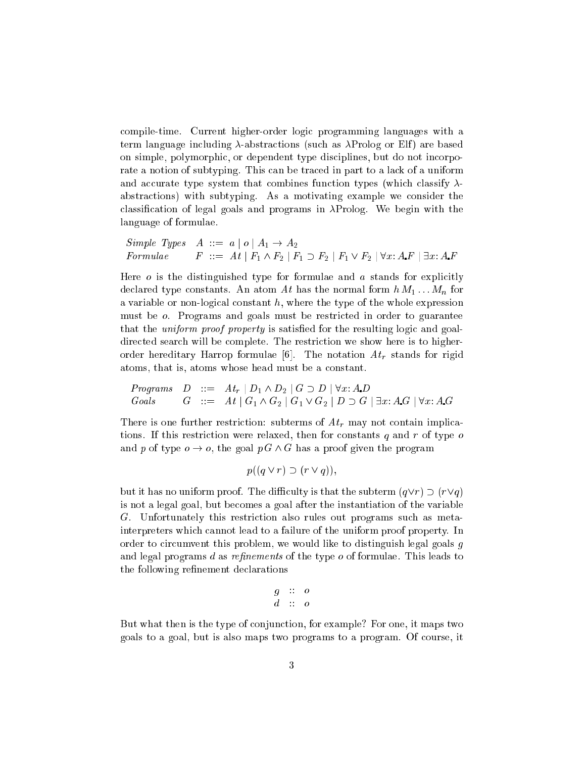compile-time. Current higher-order logic programming languages with a term language including $\lambda$-abstractions (such as $\lambda$Prolog or Elf) are based on simple, polymorphic, or dependent type disciplines, but do not incorporate a notion of subtyping. This can be traced in part to a lack of a uniform and accurate type system that combines function types (which classify $\lambda$-abstractions) with subtyping. As a motivating example we consider the classification of legal goals and programs in $\lambda$Prolog. We begin with the language of formulae.

$$
\begin{array}{lll}
\textit{Simple Types} & A & ::= \; a \mid o \mid A_1 \to A_2 \\
\textit{Formulae} & F & ::= \; At \mid F_1 \wedge F_2 \mid F_1 \supset F_2 \mid F_1 \vee F_2 \mid \forall x{:}\, A. F \mid \exists x{:}\, A. F
\end{array}
$$

Here $o$ is the distinguished type for formulae and $a$ stands for explicitly declared type constants. An atom $At$ has the normal form $h\, M_1 \ldots M_n$ for a variable or non-logical constant $h$, where the type of the whole expression must be $o$. Programs and goals must be restricted in order to guarantee that the *uniform proof property* is satisfied for the resulting logic and goal-directed search will be complete. The restriction we show here is to higher-order hereditary Harrop formulae [6]. The notation $At_r$ stands for rigid atoms, that is, atoms whose head must be a constant.

$$
\begin{array}{llll}
\textit{Programs} & D & ::= & At_r \mid D_1 \wedge D_2 \mid G \supset D \mid \forall x{:}\, A. D \\
\textit{Goals} & G & ::= & At \mid G_1 \wedge G_2 \mid G_1 \vee G_2 \mid D \supset G \mid \exists x{:}\, A. G \mid \forall x{:}\, A. G
\end{array}
$$

There is one further restriction: subterms of $At_r$ may not contain implications. If this restriction were relaxed, then for constants $q$ and $r$ of type $o$ and $p$ of type $o \to o$, the goal $p\, G \wedge G$ has a proof given the program

$$
p((q \vee r) \supset (r \vee q)),
$$

but it has no uniform proof. The difficulty is that the subterm $(q \vee r) \supset (r \vee q)$ is not a legal goal, but becomes a goal after the instantiation of the variable $G$. Unfortunately this restriction also rules out programs such as meta-interpreters which cannot lead to a failure of the uniform proof property. In order to circumvent this problem, we would like to distinguish legal goals $g$ and legal programs $d$ as *refinements* of the type $o$ of formulae. This leads to the following refinement declarations

$$
\begin{array}{lll}
g & :: & o \\
d & :: & o
\end{array}
$$

But what then is the type of conjunction, for example? For one, it maps two goals to a goal, but is also maps two programs to a program. Of course, it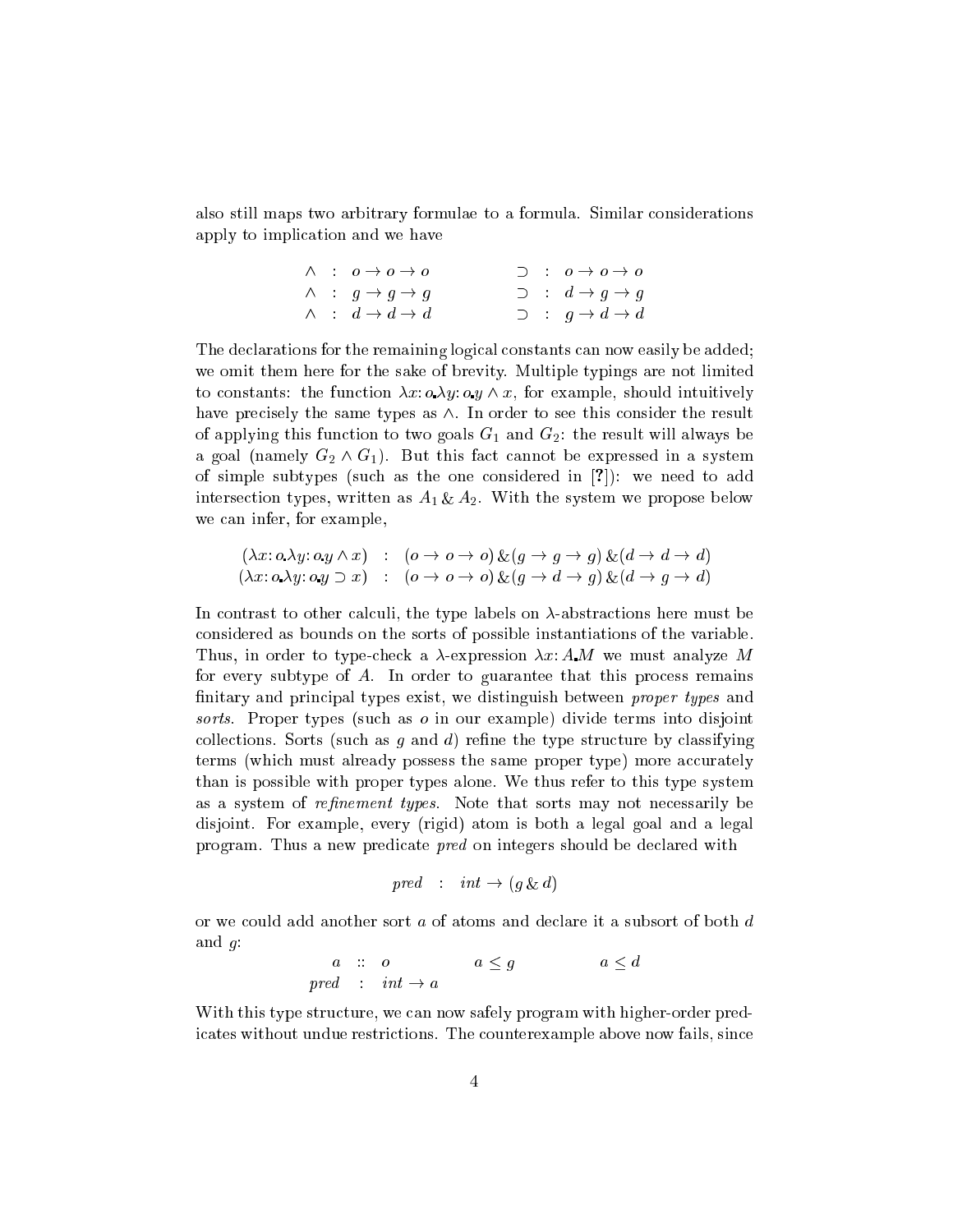also still maps two arbitrary formulae to a formula. Similar considerations apply to implication and we have

$$
\begin{array}{lcl@{\qquad\qquad}lcl}
\wedge & : & o \rightarrow o \rightarrow o & \supset & : & o \rightarrow o \rightarrow o \\
\wedge & : & g \rightarrow g \rightarrow g & \supset & : & d \rightarrow g \rightarrow g \\
\wedge & : & d \rightarrow d \rightarrow d & \supset & : & g \rightarrow d \rightarrow d
\end{array}
$$

The declarations for the remaining logical constants can now easily be added; we omit them here for the sake of brevity. Multiple typings are not limited to constants: the function $\lambda x{:}o.\lambda y{:}o.y \wedge x$, for example, should intuitively have precisely the same types as $\wedge$. In order to see this consider the result of applying this function to two goals $G_1$ and $G_2$: the result will always be a goal (namely $G_2 \wedge G_1$). But this fact cannot be expressed in a system of simple subtypes (such as the one considered in [?]): we need to add intersection types, written as $A_1 \,\&\, A_2$. With the system we propose below we can infer, for example,

$$
\begin{array}{lcl}
(\lambda x{:}o.\lambda y{:}o.y \wedge x) & : & (o \rightarrow o \rightarrow o) \,\&\, (g \rightarrow g \rightarrow g) \,\&\, (d \rightarrow d \rightarrow d) \\
(\lambda x{:}o.\lambda y{:}o.y \supset x) & : & (o \rightarrow o \rightarrow o) \,\&\, (g \rightarrow d \rightarrow g) \,\&\, (d \rightarrow g \rightarrow d)
\end{array}
$$

In contrast to other calculi, the type labels on $\lambda$-abstractions here must be considered as bounds on the sorts of possible instantiations of the variable. Thus, in order to type-check a $\lambda$-expression $\lambda x{:}A.M$ we must analyze $M$ for every subtype of $A$. In order to guarantee that this process remains finitary and principal types exist, we distinguish between *proper types* and *sorts*. Proper types (such as $o$ in our example) divide terms into disjoint collections. Sorts (such as $g$ and $d$) refine the type structure by classifying terms (which must already possess the same proper type) more accurately than is possible with proper types alone. We thus refer to this type system as a system of *refinement types*. Note that sorts may not necessarily be disjoint. For example, every (rigid) atom is both a legal goal and a legal program. Thus a new predicate *pred* on integers should be declared with

$$
\mathit{pred} \quad : \quad \mathit{int} \rightarrow (g \,\&\, d)
$$

or we could add another sort $a$ of atoms and declare it a subsort of both $d$ and $g$:

$$
\begin{array}{rcl@{\qquad\qquad}c@{\qquad\qquad}c}
a & :: & o & a \leq g & a \leq d \\
\mathit{pred} & : & \mathit{int} \rightarrow a & &
\end{array}
$$

With this type structure, we can now safely program with higher-order predicates without undue restrictions. The counterexample above now fails, since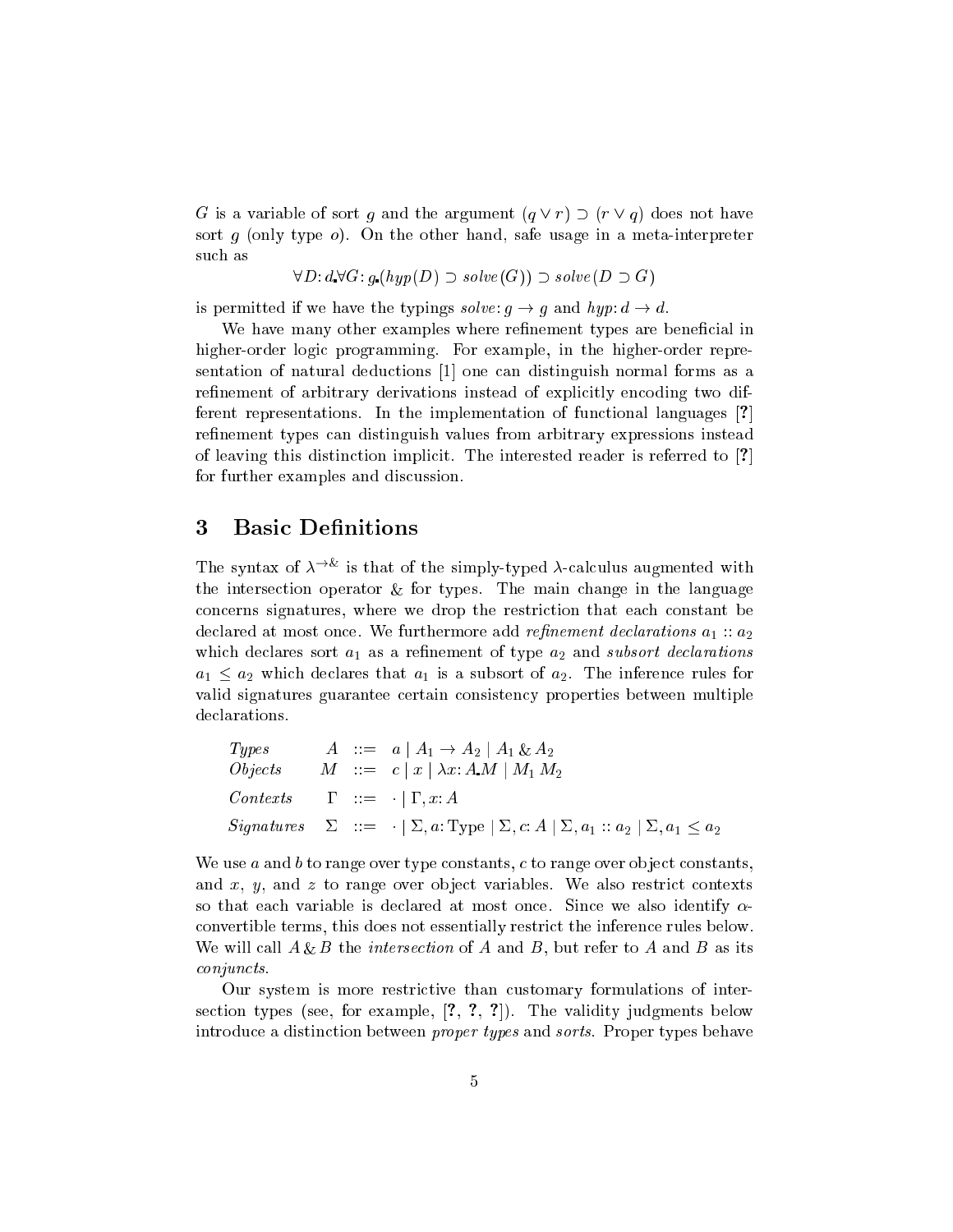$G$ is a variable of sort $g$ and the argument $(q \vee r) \supset (r \vee q)$ does not have sort $g$ (only type $o$). On the other hand, safe usage in a meta-interpreter such as

$$\forall D{:}\, d.\, \forall G{:}\, g.\, (hyp(D) \supset solve(G)) \supset solve(D \supset G)$$

is permitted if we have the typings $solve{:}\, g \to g$ and $hyp{:}\, d \to d$.

We have many other examples where refinement types are beneficial in higher-order logic programming. For example, in the higher-order representation of natural deductions [1] one can distinguish normal forms as a refinement of arbitrary derivations instead of explicitly encoding two different representations. In the implementation of functional languages [?] refinement types can distinguish values from arbitrary expressions instead of leaving this distinction implicit. The interested reader is referred to [?] for further examples and discussion.

## 3 Basic Definitions

The syntax of $\lambda^{\to\&}$ is that of the simply-typed $\lambda$-calculus augmented with the intersection operator $\&$ for types. The main change in the language concerns signatures, where we drop the restriction that each constant be declared at most once. We furthermore add *refinement declarations* $a_1 :: a_2$ which declares sort $a_1$ as a refinement of type $a_2$ and *subsort declarations* $a_1 \leq a_2$ which declares that $a_1$ is a subsort of $a_2$. The inference rules for valid signatures guarantee certain consistency properties between multiple declarations.

$$
\begin{array}{llcl}
\textit{Types} & A & ::= & a \mid A_1 \to A_2 \mid A_1 \,\&\, A_2 \\
\textit{Objects} & M & ::= & c \mid x \mid \lambda x{:}\, A.\, M \mid M_1\, M_2 \\
\textit{Contexts} & \Gamma & ::= & \cdot \mid \Gamma, x{:}\, A \\
\textit{Signatures} & \Sigma & ::= & \cdot \mid \Sigma, a{:}\, \mathrm{Type} \mid \Sigma, c{:}\, A \mid \Sigma, a_1 :: a_2 \mid \Sigma, a_1 \leq a_2
\end{array}
$$

We use $a$ and $b$ to range over type constants, $c$ to range over object constants, and $x$, $y$, and $z$ to range over object variables. We also restrict contexts so that each variable is declared at most once. Since we also identify $\alpha$-convertible terms, this does not essentially restrict the inference rules below. We will call $A \,\&\, B$ the *intersection* of $A$ and $B$, but refer to $A$ and $B$ as its *conjuncts*.

Our system is more restrictive than customary formulations of intersection types (see, for example, [?, ?, ?]). The validity judgments below introduce a distinction between *proper types* and *sorts*. Proper types behave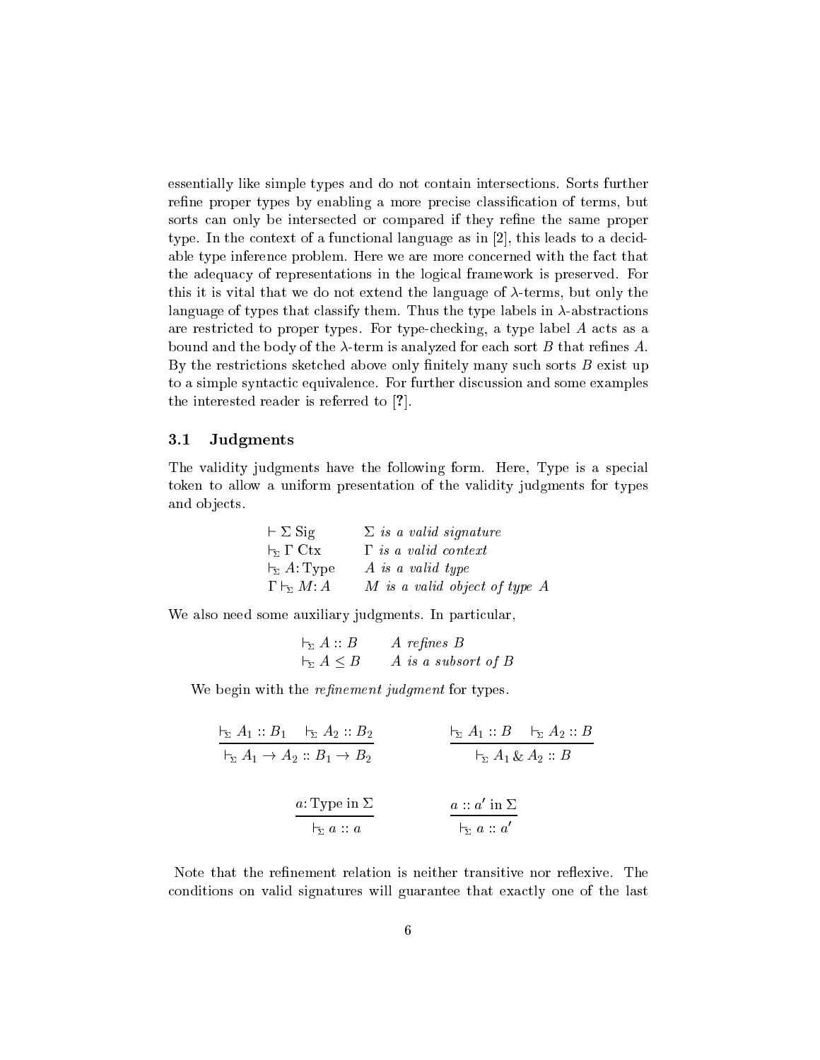essentially like simple types and do not contain intersections. Sorts further refine proper types by enabling a more precise classification of terms, but sorts can only be intersected or compared if they refine the same proper type. In the context of a functional language as in [2], this leads to a decidable type inference problem. Here we are more concerned with the fact that the adequacy of representations in the logical framework is preserved. For this it is vital that we do not extend the language of $\lambda$-terms, but only the language of types that classify them. Thus the type labels in $\lambda$-abstractions are restricted to proper types. For type-checking, a type label $A$ acts as a bound and the body of the $\lambda$-term is analyzed for each sort $B$ that refines $A$. By the restrictions sketched above only finitely many such sorts $B$ exist up to a simple syntactic equivalence. For further discussion and some examples the interested reader is referred to [**?**].

### 3.1 Judgments

The validity judgments have the following form. Here, Type is a special token to allow a uniform presentation of the validity judgments for types and objects.

| | |
|---|---|
| $\vdash \Sigma\ \mathrm{Sig}$ | *$\Sigma$ is a valid signature* |
| $\vdash_\Sigma \Gamma\ \mathrm{Ctx}$ | *$\Gamma$ is a valid context* |
| $\vdash_\Sigma A{:}\,\mathrm{Type}$ | *$A$ is a valid type* |
| $\Gamma \vdash_\Sigma M{:}\,A$ | *$M$ is a valid object of type $A$* |

We also need some auxiliary judgments. In particular,

| | |
|---|---|
| $\vdash_\Sigma A :: B$ | *$A$ refines $B$* |
| $\vdash_\Sigma A \leq B$ | *$A$ is a subsort of $B$* |

We begin with the *refinement judgment* for types.

$$\frac{\vdash_\Sigma A_1 :: B_1 \quad \vdash_\Sigma A_2 :: B_2}{\vdash_\Sigma A_1 \to A_2 :: B_1 \to B_2} \qquad \frac{\vdash_\Sigma A_1 :: B \quad \vdash_\Sigma A_2 :: B}{\vdash_\Sigma A_1 \,\&\, A_2 :: B}$$

$$\frac{a{:}\,\mathrm{Type}\ \mathrm{in}\ \Sigma}{\vdash_\Sigma a :: a} \qquad \frac{a :: a'\ \mathrm{in}\ \Sigma}{\vdash_\Sigma a :: a'}$$

Note that the refinement relation is neither transitive nor reflexive. The conditions on valid signatures will guarantee that exactly one of the last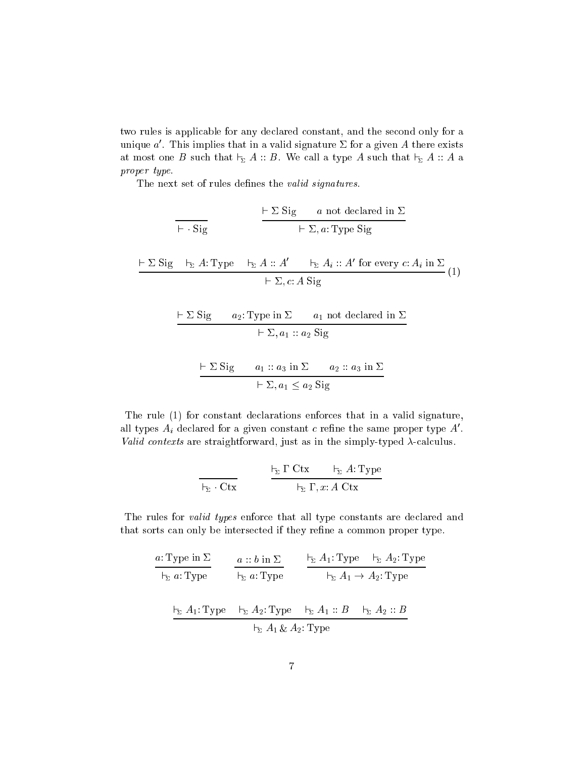two rules is applicable for any declared constant, and the second only for a unique $a'$. This implies that in a valid signature $\Sigma$ for a given $A$ there exists at most one $B$ such that $\vdash_\Sigma A :: B$. We call a type $A$ such that $\vdash_\Sigma A :: A$ a *proper type*.

The next set of rules defines the *valid signatures*.

$$\frac{}{\vdash \cdot \ \mathrm{Sig}} \qquad \frac{\vdash \Sigma \ \mathrm{Sig} \qquad a \text{ not declared in } \Sigma}{\vdash \Sigma, a{:}\,\mathrm{Type}\ \mathrm{Sig}}$$

$$\frac{\vdash \Sigma \ \mathrm{Sig} \quad \vdash_\Sigma A{:}\,\mathrm{Type} \quad \vdash_\Sigma A :: A' \qquad \vdash_\Sigma A_i :: A' \text{ for every } c{:}\,A_i \text{ in } \Sigma}{\vdash \Sigma, c{:}\,A \ \mathrm{Sig}} \ (1)$$

$$\frac{\vdash \Sigma \ \mathrm{Sig} \qquad a_2{:}\,\mathrm{Type} \text{ in } \Sigma \qquad a_1 \text{ not declared in } \Sigma}{\vdash \Sigma, a_1 :: a_2 \ \mathrm{Sig}}$$

$$\frac{\vdash \Sigma \ \mathrm{Sig} \qquad a_1 :: a_3 \text{ in } \Sigma \qquad a_2 :: a_3 \text{ in } \Sigma}{\vdash \Sigma, a_1 \leq a_2 \ \mathrm{Sig}}$$

The rule (1) for constant declarations enforces that in a valid signature, all types $A_i$ declared for a given constant $c$ refine the same proper type $A'$. *Valid contexts* are straightforward, just as in the simply-typed $\lambda$-calculus.

$$\frac{}{\vdash_\Sigma \cdot \ \mathrm{Ctx}} \qquad \frac{\vdash_\Sigma \Gamma \ \mathrm{Ctx} \qquad \vdash_\Sigma A{:}\,\mathrm{Type}}{\vdash_\Sigma \Gamma, x{:}\,A \ \mathrm{Ctx}}$$

The rules for *valid types* enforce that all type constants are declared and that sorts can only be intersected if they refine a common proper type.

$$\frac{a{:}\,\mathrm{Type} \text{ in } \Sigma}{\vdash_\Sigma a{:}\,\mathrm{Type}} \qquad \frac{a :: b \text{ in } \Sigma}{\vdash_\Sigma a{:}\,\mathrm{Type}} \qquad \frac{\vdash_\Sigma A_1{:}\,\mathrm{Type} \quad \vdash_\Sigma A_2{:}\,\mathrm{Type}}{\vdash_\Sigma A_1 \to A_2{:}\,\mathrm{Type}}$$

$$\frac{\vdash_\Sigma A_1{:}\,\mathrm{Type} \quad \vdash_\Sigma A_2{:}\,\mathrm{Type} \quad \vdash_\Sigma A_1 :: B \quad \vdash_\Sigma A_2 :: B}{\vdash_\Sigma A_1 \,\&\, A_2{:}\,\mathrm{Type}}$$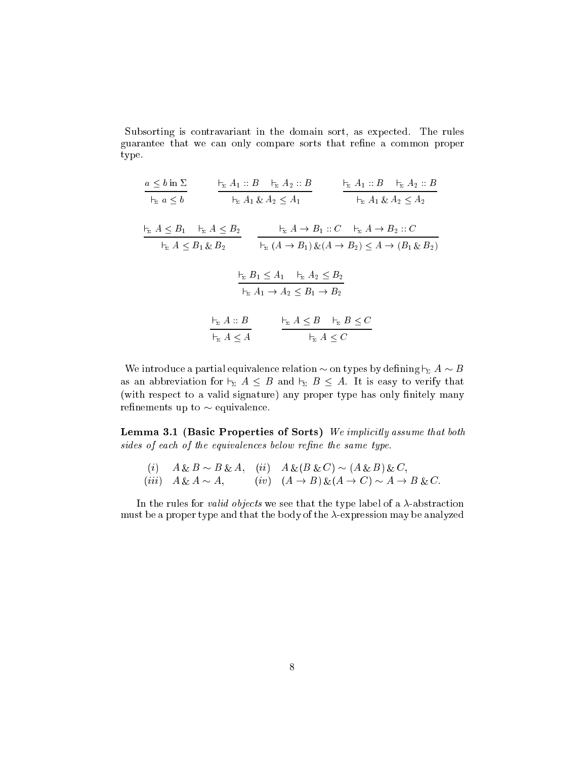Subsorting is contravariant in the domain sort, as expected. The rules guarantee that we can only compare sorts that refine a common proper type.

$$\frac{a \leq b \text{ in } \Sigma}{\vdash_\Sigma a \leq b} \qquad \frac{\vdash_\Sigma A_1 :: B \quad \vdash_\Sigma A_2 :: B}{\vdash_\Sigma A_1 \,\&\, A_2 \leq A_1} \qquad \frac{\vdash_\Sigma A_1 :: B \quad \vdash_\Sigma A_2 :: B}{\vdash_\Sigma A_1 \,\&\, A_2 \leq A_2}$$

$$\frac{\vdash_\Sigma A \leq B_1 \quad \vdash_\Sigma A \leq B_2}{\vdash_\Sigma A \leq B_1 \,\&\, B_2} \qquad \frac{\vdash_\Sigma A \to B_1 :: C \quad \vdash_\Sigma A \to B_2 :: C}{\vdash_\Sigma (A \to B_1) \,\&\, (A \to B_2) \leq A \to (B_1 \,\&\, B_2)}$$

$$\frac{\vdash_\Sigma B_1 \leq A_1 \quad \vdash_\Sigma A_2 \leq B_2}{\vdash_\Sigma A_1 \to A_2 \leq B_1 \to B_2}$$

$$\frac{\vdash_\Sigma A :: B}{\vdash_\Sigma A \leq A} \qquad \frac{\vdash_\Sigma A \leq B \quad \vdash_\Sigma B \leq C}{\vdash_\Sigma A \leq C}$$

We introduce a partial equivalence relation $\sim$ on types by defining $\vdash_\Sigma A \sim B$ as an abbreviation for $\vdash_\Sigma A \leq B$ and $\vdash_\Sigma B \leq A$. It is easy to verify that (with respect to a valid signature) any proper type has only finitely many refinements up to $\sim$ equivalence.

**Lemma 3.1 (Basic Properties of Sorts)** *We implicitly assume that both sides of each of the equivalences below refine the same type.*

$$\begin{array}{llll} (i) & A \,\&\, B \sim B \,\&\, A, & (ii) & A \,\&\, (B \,\&\, C) \sim (A \,\&\, B) \,\&\, C, \\ (iii) & A \,\&\, A \sim A, & (iv) & (A \to B) \,\&\, (A \to C) \sim A \to B \,\&\, C. \end{array}$$

In the rules for *valid objects* we see that the type label of a $\lambda$-abstraction must be a proper type and that the body of the $\lambda$-expression may be analyzed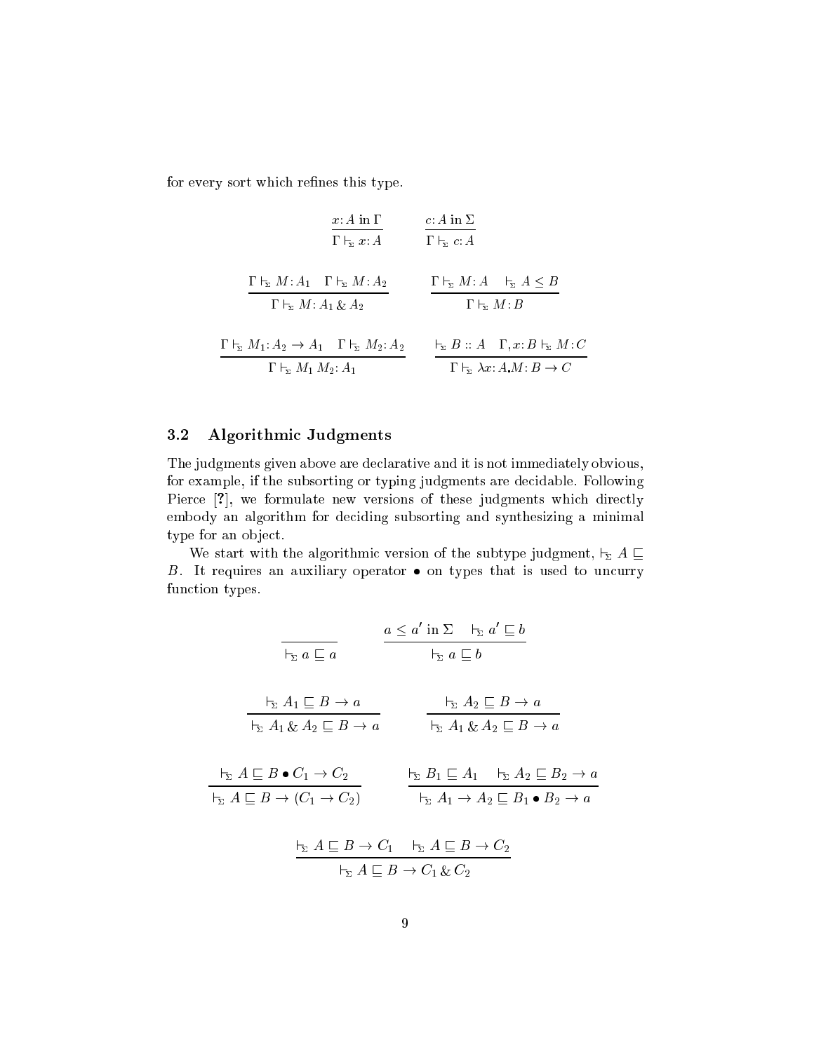for every sort which refines this type.

$$\frac{x{:}A \text{ in } \Gamma}{\Gamma \vdash_{\Sigma} x{:}A} \qquad \frac{c{:}A \text{ in } \Sigma}{\Gamma \vdash_{\Sigma} c{:}A}$$

$$\frac{\Gamma \vdash_{\Sigma} M{:}A_1 \quad \Gamma \vdash_{\Sigma} M{:}A_2}{\Gamma \vdash_{\Sigma} M{:}A_1 \,\&\, A_2} \qquad \frac{\Gamma \vdash_{\Sigma} M{:}A \quad \vdash_{\Sigma} A \leq B}{\Gamma \vdash_{\Sigma} M{:}B}$$

$$\frac{\Gamma \vdash_{\Sigma} M_1{:}A_2 \rightarrow A_1 \quad \Gamma \vdash_{\Sigma} M_2{:}A_2}{\Gamma \vdash_{\Sigma} M_1\, M_2{:}A_1} \qquad \frac{\vdash_{\Sigma} B :: A \quad \Gamma, x{:}B \vdash_{\Sigma} M{:}C}{\Gamma \vdash_{\Sigma} \lambda x{:}A.M{:}B \rightarrow C}$$

## 3.2 Algorithmic Judgments

The judgments given above are declarative and it is not immediately obvious, for example, if the subsorting or typing judgments are decidable. Following Pierce [?], we formulate new versions of these judgments which directly embody an algorithm for deciding subsorting and synthesizing a minimal type for an object.

We start with the algorithmic version of the subtype judgment, $\vdash_{\Sigma} A \sqsubseteq B$. It requires an auxiliary operator $\bullet$ on types that is used to uncurry function types.

$$\frac{}{\vdash_{\Sigma} a \sqsubseteq a} \qquad \frac{a \leq a' \text{ in } \Sigma \quad \vdash_{\Sigma} a' \sqsubseteq b}{\vdash_{\Sigma} a \sqsubseteq b}$$

$$\frac{\vdash_{\Sigma} A_1 \sqsubseteq B \rightarrow a}{\vdash_{\Sigma} A_1 \,\&\, A_2 \sqsubseteq B \rightarrow a} \qquad \frac{\vdash_{\Sigma} A_2 \sqsubseteq B \rightarrow a}{\vdash_{\Sigma} A_1 \,\&\, A_2 \sqsubseteq B \rightarrow a}$$

$$\frac{\vdash_{\Sigma} A \sqsubseteq B \bullet C_1 \rightarrow C_2}{\vdash_{\Sigma} A \sqsubseteq B \rightarrow (C_1 \rightarrow C_2)} \qquad \frac{\vdash_{\Sigma} B_1 \sqsubseteq A_1 \quad \vdash_{\Sigma} A_2 \sqsubseteq B_2 \rightarrow a}{\vdash_{\Sigma} A_1 \rightarrow A_2 \sqsubseteq B_1 \bullet B_2 \rightarrow a}$$

$$\frac{\vdash_{\Sigma} A \sqsubseteq B \rightarrow C_1 \quad \vdash_{\Sigma} A \sqsubseteq B \rightarrow C_2}{\vdash_{\Sigma} A \sqsubseteq B \rightarrow C_1 \,\&\, C_2}$$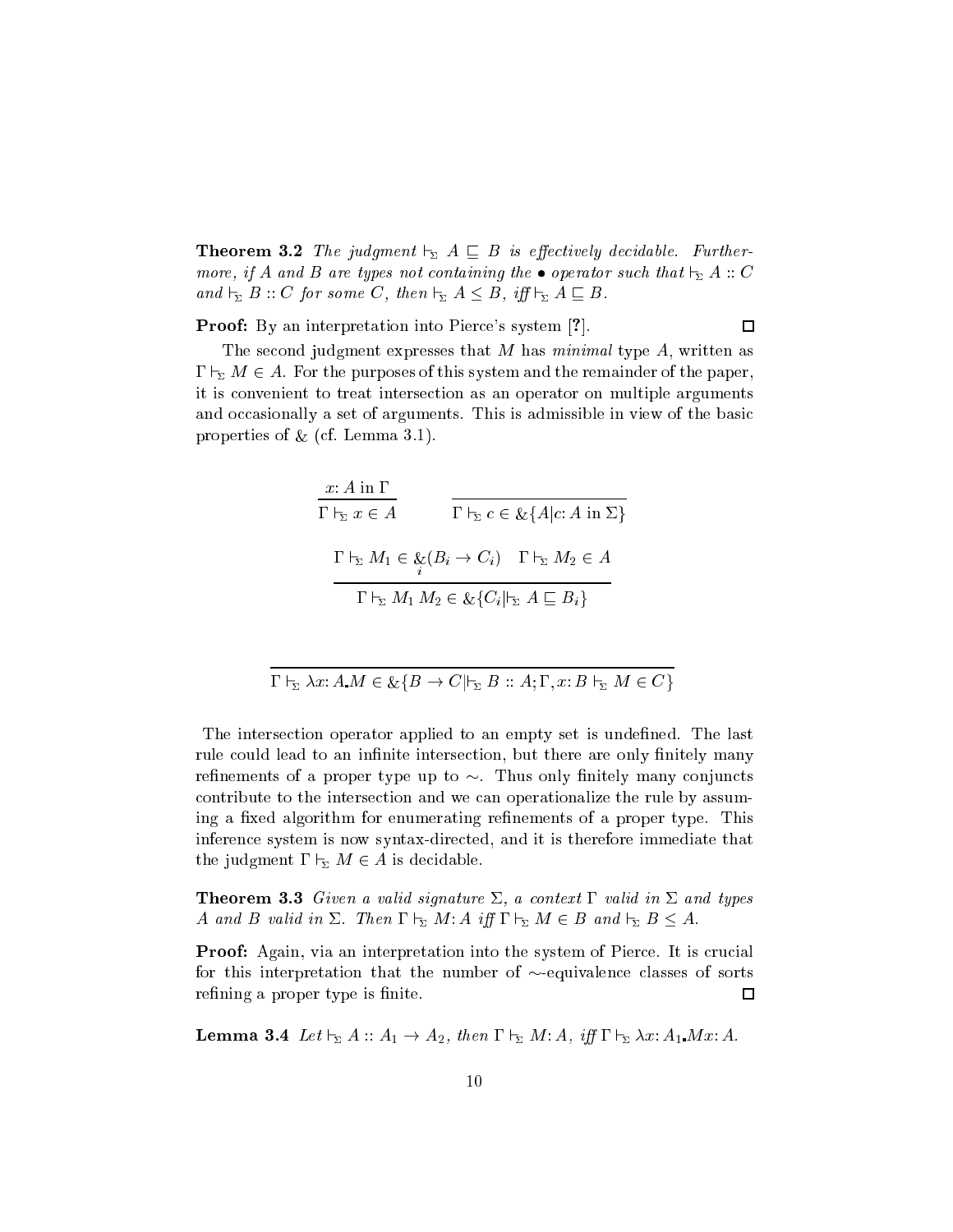**Theorem 3.2** *The judgment $\vdash_\Sigma A \sqsubseteq B$ is effectively decidable. Furthermore, if $A$ and $B$ are types not containing the $\bullet$ operator such that $\vdash_\Sigma A :: C$ and $\vdash_\Sigma B :: C$ for some $C$, then $\vdash_\Sigma A \leq B$, iff $\vdash_\Sigma A \sqsubseteq B$.*

**Proof:** By an interpretation into Pierce's system [?]. $\square$

The second judgment expresses that $M$ has *minimal* type $A$, written as $\Gamma \vdash_\Sigma M \in A$. For the purposes of this system and the remainder of the paper, it is convenient to treat intersection as an operator on multiple arguments and occasionally a set of arguments. This is admissible in view of the basic properties of & (cf. Lemma 3.1).

$$\frac{x{:}\, A \text{ in } \Gamma}{\Gamma \vdash_\Sigma x \in A} \qquad \frac{}{\Gamma \vdash_\Sigma c \in \&\{A | c{:}\, A \text{ in } \Sigma\}}$$

$$\frac{\Gamma \vdash_\Sigma M_1 \in \underset{i}{\&}(B_i \to C_i) \quad \Gamma \vdash_\Sigma M_2 \in A}{\Gamma \vdash_\Sigma M_1\, M_2 \in \&\{C_i | \vdash_\Sigma A \sqsubseteq B_i\}}$$

$$\frac{}{\Gamma \vdash_\Sigma \lambda x{:}\, A.M \in \&\{B \to C | \vdash_\Sigma B :: A; \Gamma, x{:}\, B \vdash_\Sigma M \in C\}}$$

The intersection operator applied to an empty set is undefined. The last rule could lead to an infinite intersection, but there are only finitely many refinements of a proper type up to $\sim$. Thus only finitely many conjuncts contribute to the intersection and we can operationalize the rule by assuming a fixed algorithm for enumerating refinements of a proper type. This inference system is now syntax-directed, and it is therefore immediate that the judgment $\Gamma \vdash_\Sigma M \in A$ is decidable.

**Theorem 3.3** *Given a valid signature $\Sigma$, a context $\Gamma$ valid in $\Sigma$ and types $A$ and $B$ valid in $\Sigma$. Then $\Gamma \vdash_\Sigma M{:}\, A$ iff $\Gamma \vdash_\Sigma M \in B$ and $\vdash_\Sigma B \leq A$.*

**Proof:** Again, via an interpretation into the system of Pierce. It is crucial for this interpretation that the number of $\sim$-equivalence classes of sorts refining a proper type is finite. $\square$

**Lemma 3.4** *Let $\vdash_\Sigma A :: A_1 \to A_2$, then $\Gamma \vdash_\Sigma M{:}\, A$, iff $\Gamma \vdash_\Sigma \lambda x{:}\, A_1.Mx{:}\, A$.*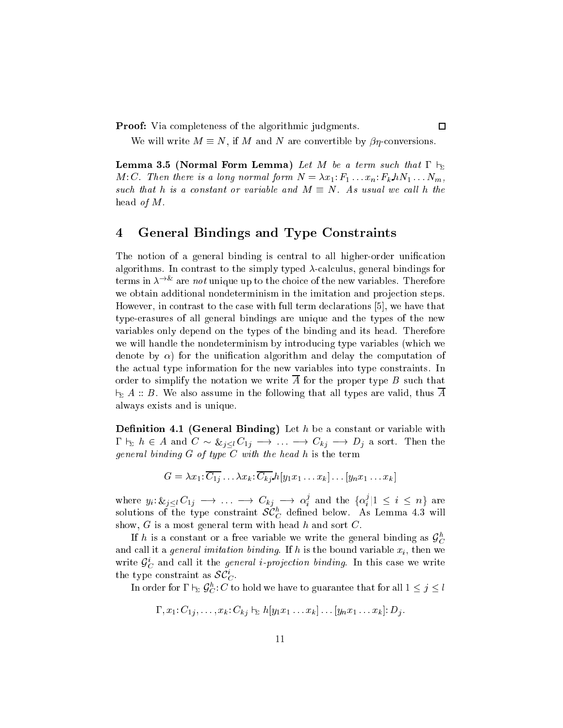**Proof:** Via completeness of the algorithmic judgments. □

We will write $M \equiv N$, if $M$ and $N$ are convertible by $\beta\eta$-conversions.

**Lemma 3.5 (Normal Form Lemma)** *Let $M$ be a term such that $\Gamma \vdash_\Sigma M{:}C$. Then there is a long normal form $N = \lambda x_1{:}F_1 \ldots x_n{:}F_k.hN_1 \ldots N_m$, such that $h$ is a constant or variable and $M \equiv N$. As usual we call $h$ the* head *of $M$.*

## 4 General Bindings and Type Constraints

The notion of a general binding is central to all higher-order unification algorithms. In contrast to the simply typed $\lambda$-calculus, general bindings for terms in $\lambda^{\rightarrow\&}$ are *not* unique up to the choice of the new variables. Therefore we obtain additional nondeterminism in the imitation and projection steps. However, in contrast to the case with full term declarations [5], we have that type-erasures of all general bindings are unique and the types of the new variables only depend on the types of the binding and its head. Therefore we will handle the nondeterminism by introducing type variables (which we denote by $\alpha$) for the unification algorithm and delay the computation of the actual type information for the new variables into type constraints. In order to simplify the notation we write $\overline{A}$ for the proper type $B$ such that $\vdash_\Sigma A :: B$. We also assume in the following that all types are valid, thus $\overline{A}$ always exists and is unique.

**Definition 4.1 (General Binding)** Let $h$ be a constant or variable with $\Gamma \vdash_\Sigma h \in A$ and $C \sim \&_{j\leq l} C_{1j} \longrightarrow \ldots \longrightarrow C_{kj} \longrightarrow D_j$ a sort. Then the *general binding $G$ of type $C$ with the head $h$* is the term

$$G = \lambda x_1{:}\overline{C_{1j}} \ldots \lambda x_k{:}\overline{C_{kj}}.h[y_1 x_1 \ldots x_k] \ldots [y_n x_1 \ldots x_k]$$

where $y_i{:}\&_{j\leq l} C_{1j} \longrightarrow \ldots \longrightarrow C_{kj} \longrightarrow \alpha_i^j$ and the $\{\alpha_i^j | 1 \leq i \leq n\}$ are solutions of the type constraint $\mathcal{SC}_C^h$ defined below. As Lemma 4.3 will show, $G$ is a most general term with head $h$ and sort $C$.

If $h$ is a constant or a free variable we write the general binding as $\mathcal{G}_C^h$ and call it a *general imitation binding*. If $h$ is the bound variable $x_i$, then we write $\mathcal{G}_C^i$ and call it the *general $i$-projection binding*. In this case we write the type constraint as $\mathcal{SC}_C^i$.

In order for $\Gamma \vdash_\Sigma \mathcal{G}_C^h{:}C$ to hold we have to guarantee that for all $1 \leq j \leq l$

$$\Gamma, x_1{:}C_{1j}, \ldots, x_k{:}C_{kj} \vdash_\Sigma h[y_1 x_1 \ldots x_k] \ldots [y_n x_1 \ldots x_k]{:}D_j.$$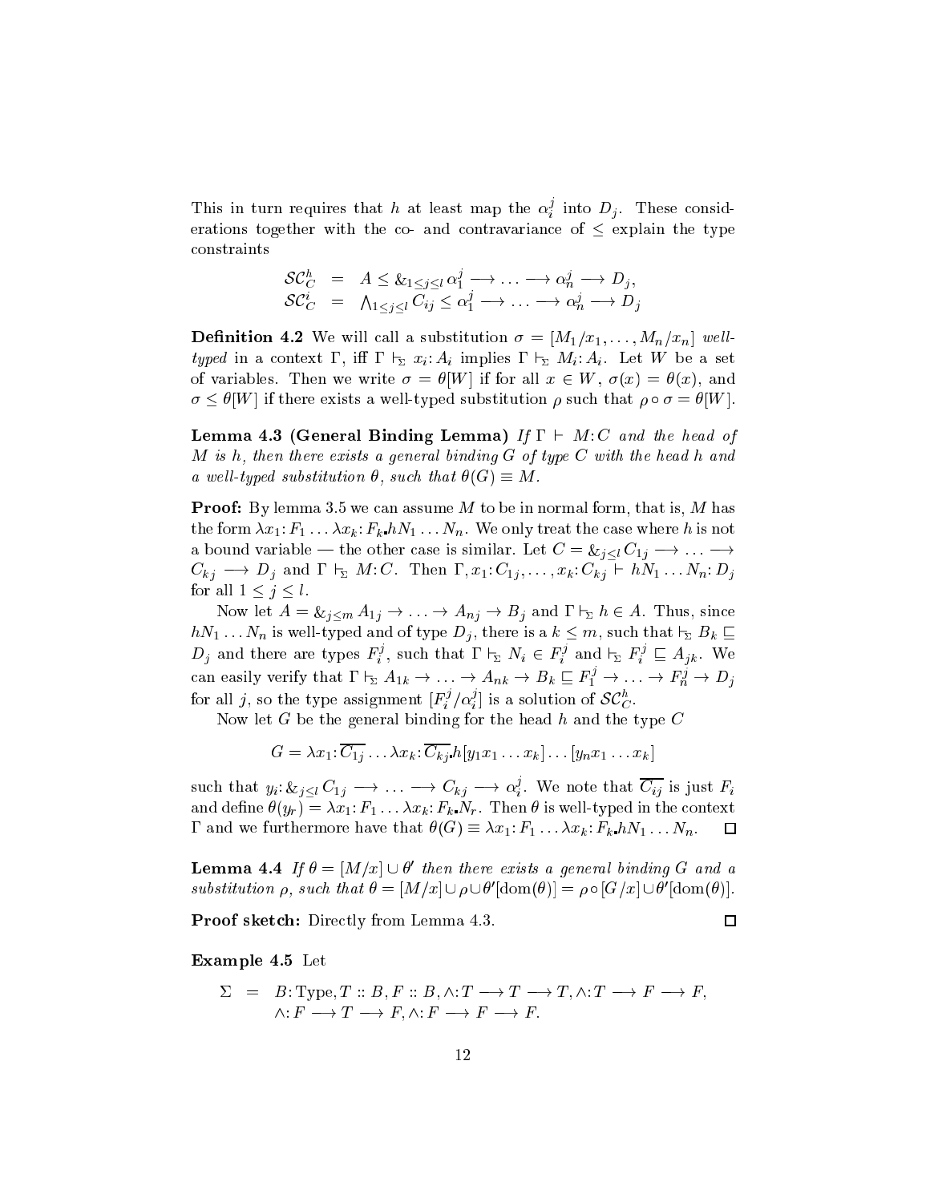This in turn requires that $h$ at least map the $\alpha_i^j$ into $D_j$. These considerations together with the co- and contravariance of $\leq$ explain the type constraints

$$
\begin{aligned}
\mathcal{SC}_C^h &= A \leq \&_{1\leq j\leq l}\, \alpha_1^j \longrightarrow \ldots \longrightarrow \alpha_n^j \longrightarrow D_j, \\
\mathcal{SC}_C^i &= \bigwedge_{1\leq j\leq l} C_{ij} \leq \alpha_1^j \longrightarrow \ldots \longrightarrow \alpha_n^j \longrightarrow D_j
\end{aligned}
$$

**Definition 4.2** We will call a substitution $\sigma = [M_1/x_1, \ldots, M_n/x_n]$ *well-typed* in a context $\Gamma$, iff $\Gamma \vdash_\Sigma x_i{:}A_i$ implies $\Gamma \vdash_\Sigma M_i{:}A_i$. Let $W$ be a set of variables. Then we write $\sigma = \theta[W]$ if for all $x \in W$, $\sigma(x) = \theta(x)$, and $\sigma \leq \theta[W]$ if there exists a well-typed substitution $\rho$ such that $\rho \circ \sigma = \theta[W]$.

**Lemma 4.3 (General Binding Lemma)** *If $\Gamma \vdash M{:}C$ and the head of $M$ is $h$, then there exists a general binding $G$ of type $C$ with the head $h$ and a well-typed substitution $\theta$, such that $\theta(G) \equiv M$.*

**Proof:** By lemma 3.5 we can assume $M$ to be in normal form, that is, $M$ has the form $\lambda x_1{:}F_1 \ldots \lambda x_k{:}F_k.hN_1 \ldots N_n$. We only treat the case where $h$ is not a bound variable — the other case is similar. Let $C = \&_{j\leq l}\, C_{1j} \longrightarrow \ldots \longrightarrow C_{kj} \longrightarrow D_j$ and $\Gamma \vdash_\Sigma M{:}C$. Then $\Gamma, x_1{:}C_{1j}, \ldots, x_k{:}C_{kj} \vdash hN_1 \ldots N_n{:}D_j$ for all $1 \leq j \leq l$.

Now let $A = \&_{j\leq m}\, A_{1j} \to \ldots \to A_{nj} \to B_j$ and $\Gamma \vdash_\Sigma h \in A$. Thus, since $hN_1 \ldots N_n$ is well-typed and of type $D_j$, there is a $k \leq m$, such that $\vdash_\Sigma B_k \sqsubseteq D_j$ and there are types $F_i^j$, such that $\Gamma \vdash_\Sigma N_i \in F_i^j$ and $\vdash_\Sigma F_i^j \sqsubseteq A_{jk}$. We can easily verify that $\Gamma \vdash_\Sigma A_{1k} \to \ldots \to A_{nk} \to B_k \sqsubseteq F_1^j \to \ldots \to F_n^j \to D_j$ for all $j$, so the type assignment $[F_i^j/\alpha_i^j]$ is a solution of $\mathcal{SC}_C^h$.

Now let $G$ be the general binding for the head $h$ and the type $C$

$$G = \lambda x_1{:}\overline{C_{1j}} \ldots \lambda x_k{:}\overline{C_{kj}}.h[y_1x_1 \ldots x_k] \ldots [y_nx_1 \ldots x_k]$$

such that $y_i{:}\&_{j\leq l}\, C_{1j} \longrightarrow \ldots \longrightarrow C_{kj} \longrightarrow \alpha_i^j$. We note that $\overline{C_{ij}}$ is just $F_i$ and define $\theta(y_r) = \lambda x_1{:}F_1 \ldots \lambda x_k{:}F_k.N_r$. Then $\theta$ is well-typed in the context $\Gamma$ and we furthermore have that $\theta(G) \equiv \lambda x_1{:}F_1 \ldots \lambda x_k{:}F_k.hN_1 \ldots N_n$. ☐

**Lemma 4.4** *If $\theta = [M/x] \cup \theta'$ then there exists a general binding $G$ and a substitution $\rho$, such that $\theta = [M/x] \cup \rho \cup \theta'[\mathrm{dom}(\theta)] = \rho \circ [G/x] \cup \theta'[\mathrm{dom}(\theta)]$.*

**Proof sketch:** Directly from Lemma 4.3. ☐

**Example 4.5** Let

$$
\begin{aligned}
\Sigma \;=\;& B{:}\mathrm{Type}, T :: B, F :: B, \wedge{:}T \longrightarrow T \longrightarrow T, \wedge{:}T \longrightarrow F \longrightarrow F, \\
& \wedge{:}F \longrightarrow T \longrightarrow F, \wedge{:}F \longrightarrow F \longrightarrow F.
\end{aligned}
$$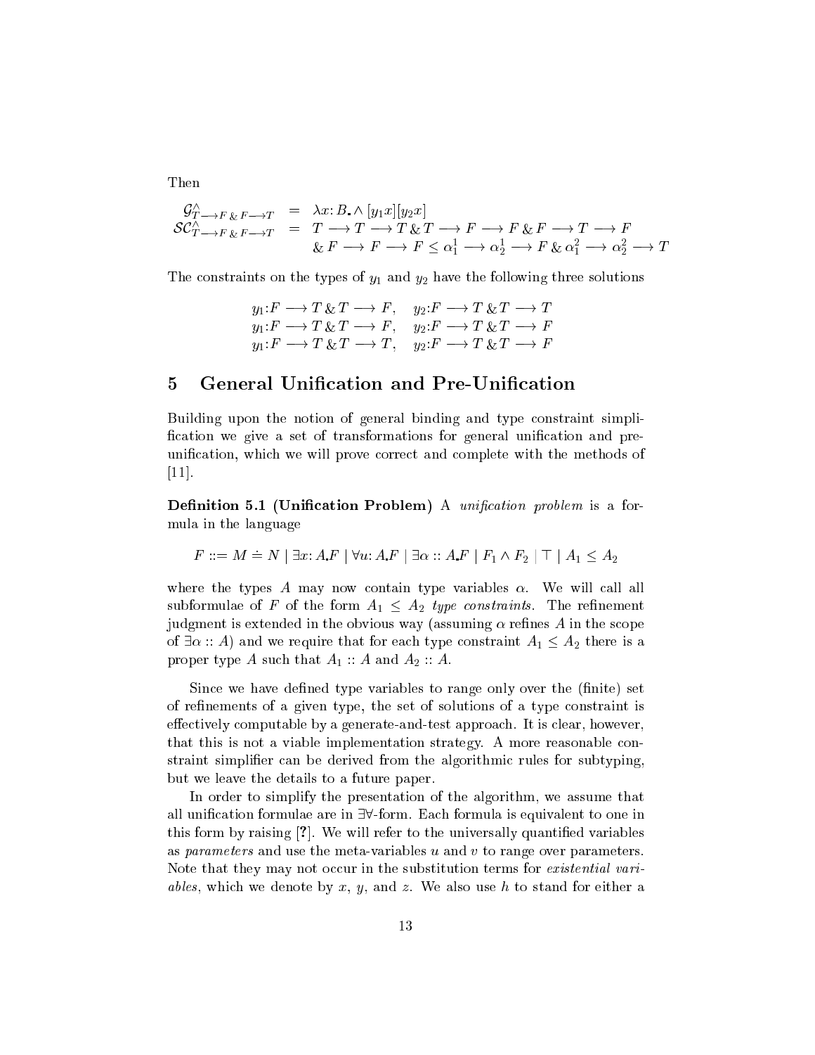Then

$$
\begin{array}{rcl}
\mathcal{G}^{\wedge}_{T \longrightarrow F \,\&\, F \longrightarrow T} & = & \lambda x{:}\, B.\, \wedge\, [y_1 x][y_2 x] \\
\mathcal{SC}^{\wedge}_{T \longrightarrow F \,\&\, F \longrightarrow T} & = & T \longrightarrow T \longrightarrow T \,\&\, T \longrightarrow F \longrightarrow F \,\&\, F \longrightarrow T \longrightarrow F \\
& & \&\, F \longrightarrow F \longrightarrow F \leq \alpha^1_1 \longrightarrow \alpha^1_2 \longrightarrow F \,\&\, \alpha^2_1 \longrightarrow \alpha^2_2 \longrightarrow T
\end{array}
$$

The constraints on the types of $y_1$ and $y_2$ have the following three solutions

$$
\begin{array}{ll}
y_1{:}F \longrightarrow T \,\&\, T \longrightarrow F, & y_2{:}F \longrightarrow T \,\&\, T \longrightarrow T \\
y_1{:}F \longrightarrow T \,\&\, T \longrightarrow F, & y_2{:}F \longrightarrow T \,\&\, T \longrightarrow F \\
y_1{:}F \longrightarrow T \,\&\, T \longrightarrow T, & y_2{:}F \longrightarrow T \,\&\, T \longrightarrow F
\end{array}
$$

## 5 General Unification and Pre-Unification

Building upon the notion of general binding and type constraint simplification we give a set of transformations for general unification and pre-unification, which we will prove correct and complete with the methods of [11].

**Definition 5.1 (Unification Problem)** A *unification problem* is a formula in the language

$$
F ::= M \doteq N \mid \exists x{:}\, A.F \mid \forall u{:}\, A.F \mid \exists \alpha :: A.F \mid F_1 \wedge F_2 \mid \top \mid A_1 \leq A_2
$$

where the types $A$ may now contain type variables $\alpha$. We will call all subformulae of $F$ of the form $A_1 \leq A_2$ *type constraints*. The refinement judgment is extended in the obvious way (assuming $\alpha$ refines $A$ in the scope of $\exists \alpha :: A$) and we require that for each type constraint $A_1 \leq A_2$ there is a proper type $A$ such that $A_1 :: A$ and $A_2 :: A$.

Since we have defined type variables to range only over the (finite) set of refinements of a given type, the set of solutions of a type constraint is effectively computable by a generate-and-test approach. It is clear, however, that this is not a viable implementation strategy. A more reasonable constraint simplifier can be derived from the algorithmic rules for subtyping, but we leave the details to a future paper.

In order to simplify the presentation of the algorithm, we assume that all unification formulae are in $\exists\forall$-form. Each formula is equivalent to one in this form by raising [?]. We will refer to the universally quantified variables as *parameters* and use the meta-variables $u$ and $v$ to range over parameters. Note that they may not occur in the substitution terms for *existential variables*, which we denote by $x$, $y$, and $z$. We also use $h$ to stand for either a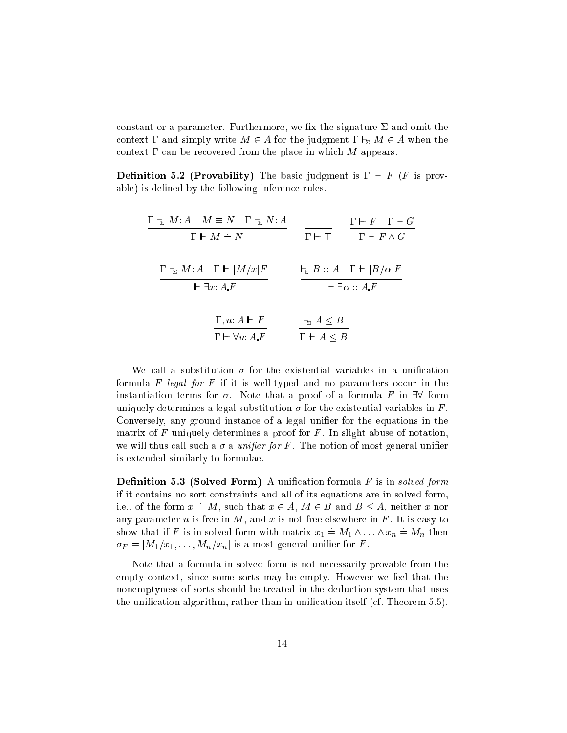constant or a parameter. Furthermore, we fix the signature $\Sigma$ and omit the context $\Gamma$ and simply write $M \in A$ for the judgment $\Gamma \vdash_\Sigma M \in A$ when the context $\Gamma$ can be recovered from the place in which $M$ appears.

**Definition 5.2 (Provability)** The basic judgment is $\Gamma \Vdash F$ ($F$ is provable) is defined by the following inference rules.

$$\frac{\Gamma \vdash_\Sigma M : A \quad M \equiv N \quad \Gamma \vdash_\Sigma N : A}{\Gamma \Vdash M \doteq N} \qquad \frac{}{\Gamma \Vdash \top} \qquad \frac{\Gamma \Vdash F \quad \Gamma \Vdash G}{\Gamma \Vdash F \wedge G}$$

$$\frac{\Gamma \vdash_\Sigma M : A \quad \Gamma \Vdash [M/x]F}{\Vdash \exists x : A. F} \qquad \frac{\vdash_\Sigma B :: A \quad \Gamma \Vdash [B/\alpha]F}{\Vdash \exists \alpha :: A. F}$$

$$\frac{\Gamma, u : A \Vdash F}{\Gamma \Vdash \forall u : A. F} \qquad \frac{\vdash_\Sigma A \leq B}{\Gamma \Vdash A \leq B}$$

We call a substitution $\sigma$ for the existential variables in a unification formula $F$ *legal for* $F$ if it is well-typed and no parameters occur in the instantiation terms for $\sigma$. Note that a proof of a formula $F$ in $\exists\forall$ form uniquely determines a legal substitution $\sigma$ for the existential variables in $F$. Conversely, any ground instance of a legal unifier for the equations in the matrix of $F$ uniquely determines a proof for $F$. In slight abuse of notation, we will thus call such a $\sigma$ a *unifier for* $F$. The notion of most general unifier is extended similarly to formulae.

**Definition 5.3 (Solved Form)** A unification formula $F$ is in *solved form* if it contains no sort constraints and all of its equations are in solved form, i.e., of the form $x \doteq M$, such that $x \in A$, $M \in B$ and $B \leq A$, neither $x$ nor any parameter $u$ is free in $M$, and $x$ is not free elsewhere in $F$. It is easy to show that if $F$ is in solved form with matrix $x_1 \doteq M_1 \wedge \ldots \wedge x_n \doteq M_n$ then $\sigma_F = [M_1/x_1, \ldots, M_n/x_n]$ is a most general unifier for $F$.

Note that a formula in solved form is not necessarily provable from the empty context, since some sorts may be empty. However we feel that the nonemptyness of sorts should be treated in the deduction system that uses the unification algorithm, rather than in unification itself (cf. Theorem 5.5).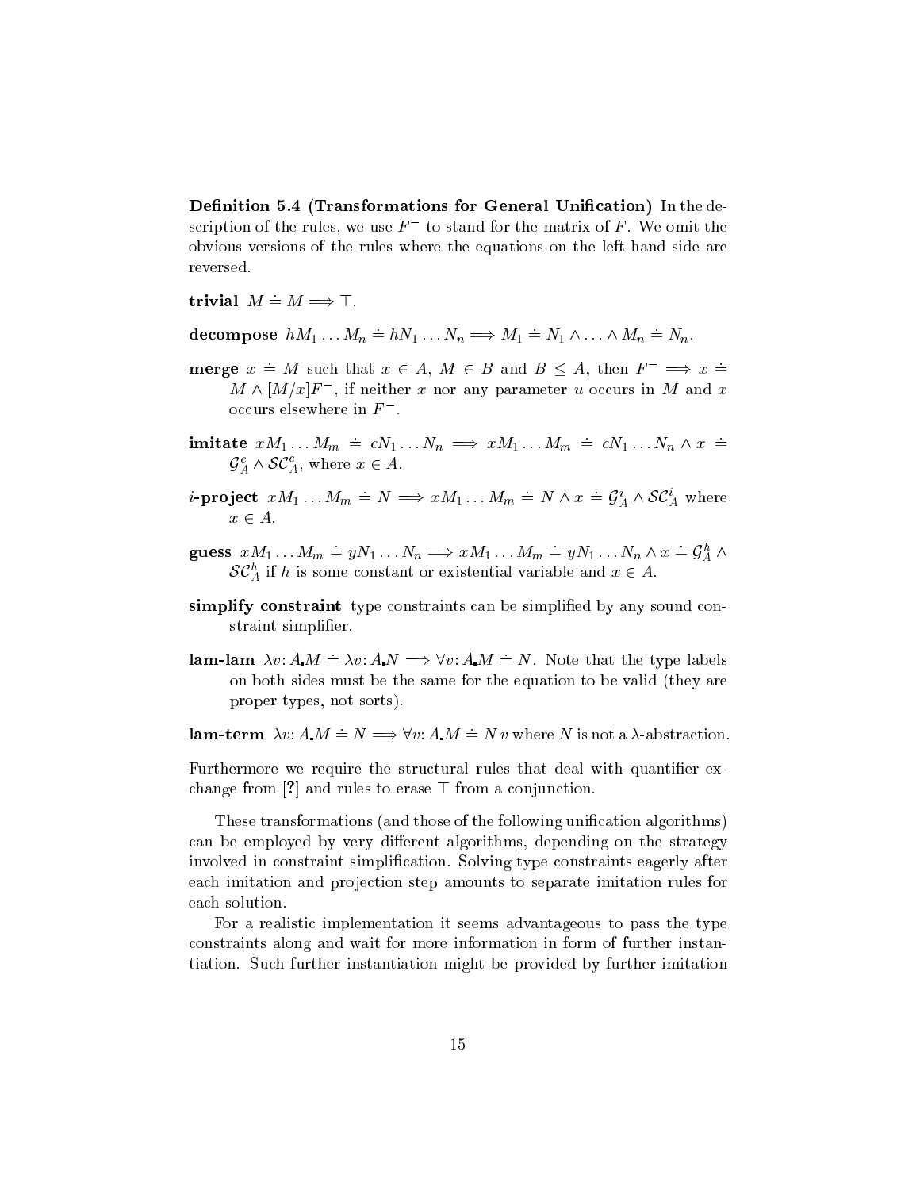**Definition 5.4 (Transformations for General Unification)** In the description of the rules, we use $F^-$ to stand for the matrix of $F$. We omit the obvious versions of the rules where the equations on the left-hand side are reversed.

**trivial** $M \doteq M \Longrightarrow \top$.

**decompose** $hM_1 \ldots M_n \doteq hN_1 \ldots N_n \Longrightarrow M_1 \doteq N_1 \wedge \ldots \wedge M_n \doteq N_n$.

**merge** $x \doteq M$ such that $x \in A$, $M \in B$ and $B \leq A$, then $F^- \Longrightarrow x \doteq M \wedge [M/x]F^-$, if neither $x$ nor any parameter $u$ occurs in $M$ and $x$ occurs elsewhere in $F^-$.

**imitate** $xM_1 \ldots M_m \doteq cN_1 \ldots N_n \Longrightarrow xM_1 \ldots M_m \doteq cN_1 \ldots N_n \wedge x \doteq \mathcal{G}^c_A \wedge \mathcal{SC}^c_A$, where $x \in A$.

***i*-project** $xM_1 \ldots M_m \doteq N \Longrightarrow xM_1 \ldots M_m \doteq N \wedge x \doteq \mathcal{G}^i_A \wedge \mathcal{SC}^i_A$ where $x \in A$.

**guess** $xM_1 \ldots M_m \doteq yN_1 \ldots N_n \Longrightarrow xM_1 \ldots M_m \doteq yN_1 \ldots N_n \wedge x \doteq \mathcal{G}^h_A \wedge \mathcal{SC}^h_A$ if $h$ is some constant or existential variable and $x \in A$.

**simplify constraint** type constraints can be simplified by any sound constraint simplifier.

**lam-lam** $\lambda v{:}\, A.M \doteq \lambda v{:}\, A.N \Longrightarrow \forall v{:}\, A.M \doteq N$. Note that the type labels on both sides must be the same for the equation to be valid (they are proper types, not sorts).

**lam-term** $\lambda v{:}\, A.M \doteq N \Longrightarrow \forall v{:}\, A.M \doteq N\, v$ where $N$ is not a $\lambda$-abstraction.

Furthermore we require the structural rules that deal with quantifier exchange from [**?**] and rules to erase $\top$ from a conjunction.

These transformations (and those of the following unification algorithms) can be employed by very different algorithms, depending on the strategy involved in constraint simplification. Solving type constraints eagerly after each imitation and projection step amounts to separate imitation rules for each solution.

For a realistic implementation it seems advantageous to pass the type constraints along and wait for more information in form of further instantiation. Such further instantiation might be provided by further imitation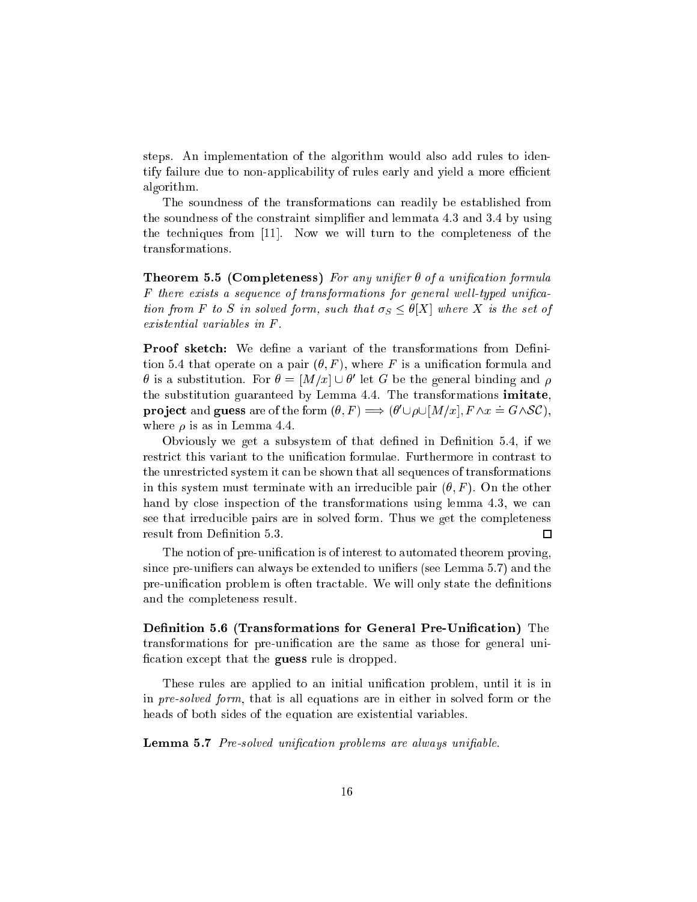steps. An implementation of the algorithm would also add rules to identify failure due to non-applicability of rules early and yield a more efficient algorithm.

The soundness of the transformations can readily be established from the soundness of the constraint simplifier and lemmata 4.3 and 3.4 by using the techniques from [11]. Now we will turn to the completeness of the transformations.

**Theorem 5.5 (Completeness)** *For any unifier $\theta$ of a unification formula $F$ there exists a sequence of transformations for general well-typed unification from $F$ to $S$ in solved form, such that $\sigma_S \leq \theta[X]$ where $X$ is the set of existential variables in $F$.*

**Proof sketch:** We define a variant of the transformations from Definition 5.4 that operate on a pair $(\theta, F)$, where $F$ is a unification formula and $\theta$ is a substitution. For $\theta = [M/x] \cup \theta'$ let $G$ be the general binding and $\rho$ the substitution guaranteed by Lemma 4.4. The transformations **imitate**, **project** and **guess** are of the form $(\theta, F) \Longrightarrow (\theta' \cup \rho \cup [M/x], F \wedge x \doteq G \wedge \mathcal{SC})$, where $\rho$ is as in Lemma 4.4.

Obviously we get a subsystem of that defined in Definition 5.4, if we restrict this variant to the unification formulae. Furthermore in contrast to the unrestricted system it can be shown that all sequences of transformations in this system must terminate with an irreducible pair $(\theta, F)$. On the other hand by close inspection of the transformations using lemma 4.3, we can see that irreducible pairs are in solved form. Thus we get the completeness result from Definition 5.3. $\square$

The notion of pre-unification is of interest to automated theorem proving, since pre-unifiers can always be extended to unifiers (see Lemma 5.7) and the pre-unification problem is often tractable. We will only state the definitions and the completeness result.

**Definition 5.6 (Transformations for General Pre-Unification)** The transformations for pre-unification are the same as those for general unification except that the **guess** rule is dropped.

These rules are applied to an initial unification problem, until it is in in *pre-solved form*, that is all equations are in either in solved form or the heads of both sides of the equation are existential variables.

**Lemma 5.7** *Pre-solved unification problems are always unifiable.*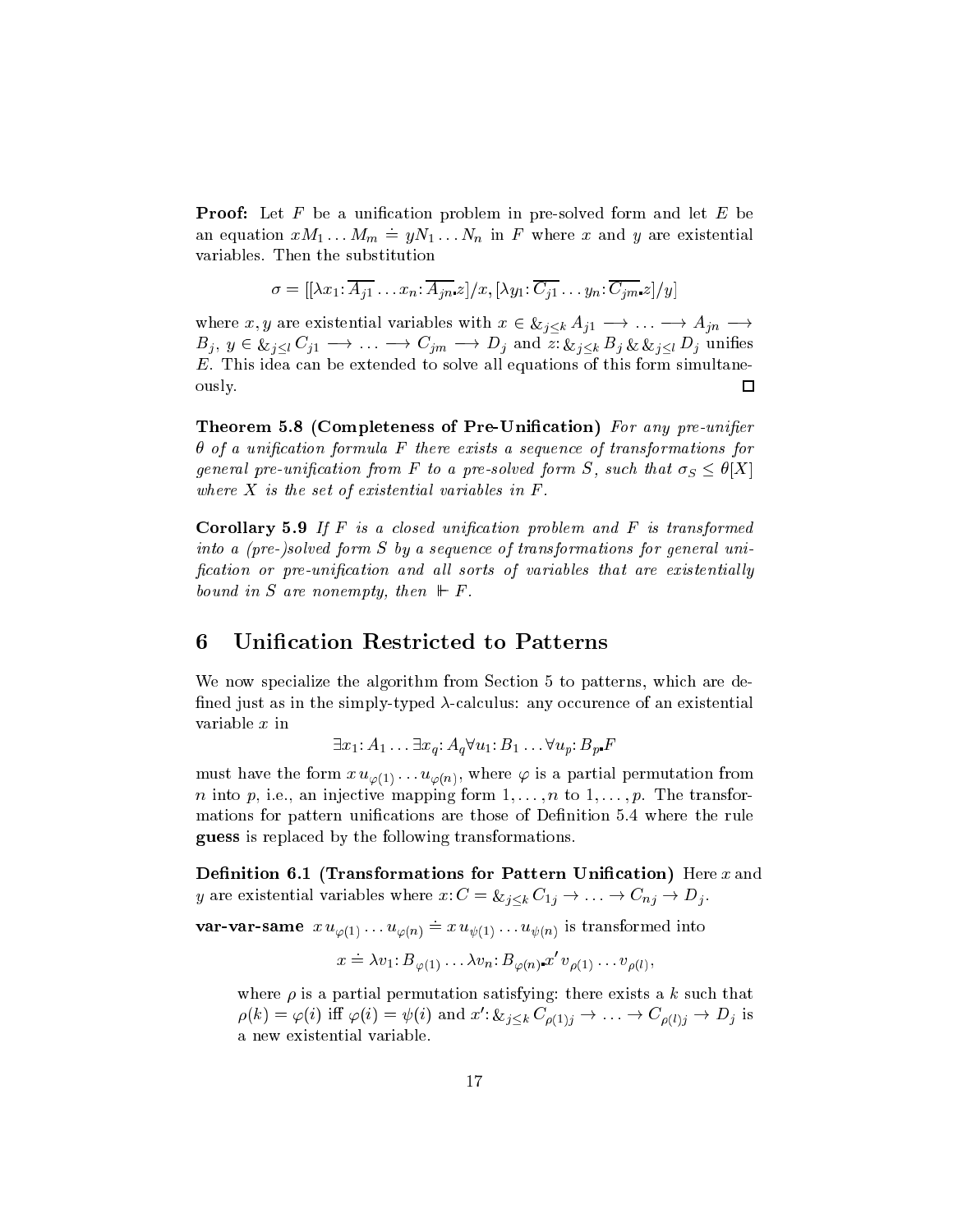**Proof:** Let $F$ be a unification problem in pre-solved form and let $E$ be an equation $xM_1 \ldots M_m \doteq yN_1 \ldots N_n$ in $F$ where $x$ and $y$ are existential variables. Then the substitution

$$\sigma = [[\lambda x_1 : \overline{A_{j1}} \ldots x_n : \overline{A_{jn}}.z]/x, [\lambda y_1 : \overline{C_{j1}} \ldots y_n : \overline{C_{jm}}.z]/y]$$

where $x, y$ are existential variables with $x \in \&_{j \leq k} A_{j1} \longrightarrow \ldots \longrightarrow A_{jn} \longrightarrow B_j$, $y \in \&_{j \leq l} C_{j1} \longrightarrow \ldots \longrightarrow C_{jm} \longrightarrow D_j$ and $z : \&_{j \leq k} B_j \,\&\, \&_{j \leq l} D_j$ unifies $E$. This idea can be extended to solve all equations of this form simultaneously. □

**Theorem 5.8 (Completeness of Pre-Unification)** *For any pre-unifier $\theta$ of a unification formula $F$ there exists a sequence of transformations for general pre-unification from $F$ to a pre-solved form $S$, such that $\sigma_S \leq \theta[X]$ where $X$ is the set of existential variables in $F$.*

**Corollary 5.9** *If $F$ is a closed unification problem and $F$ is transformed into a (pre-)solved form $S$ by a sequence of transformations for general unification or pre-unification and all sorts of variables that are existentially bound in $S$ are nonempty, then $\Vdash F$.*

# 6 Unification Restricted to Patterns

We now specialize the algorithm from Section 5 to patterns, which are defined just as in the simply-typed $\lambda$-calculus: any occurence of an existential variable $x$ in

$$\exists x_1 : A_1 \ldots \exists x_q : A_q \forall u_1 : B_1 \ldots \forall u_p : B_p . F$$

must have the form $x\, u_{\varphi(1)} \ldots u_{\varphi(n)}$, where $\varphi$ is a partial permutation from $n$ into $p$, i.e., an injective mapping form $1, \ldots, n$ to $1, \ldots, p$. The transformations for pattern unifications are those of Definition 5.4 where the rule **guess** is replaced by the following transformations.

**Definition 6.1 (Transformations for Pattern Unification)** Here $x$ and $y$ are existential variables where $x : C = \&_{j \leq k} C_{1j} \rightarrow \ldots \rightarrow C_{nj} \rightarrow D_j$.

**var-var-same** $x\, u_{\varphi(1)} \ldots u_{\varphi(n)} \doteq x\, u_{\psi(1)} \ldots u_{\psi(n)}$ is transformed into

$$x \doteq \lambda v_1 : B_{\varphi(1)} \ldots \lambda v_n : B_{\varphi(n)} . x'\, v_{\rho(1)} \ldots v_{\rho(l)},$$

where $\rho$ is a partial permutation satisfying: there exists a $k$ such that $\rho(k) = \varphi(i)$ iff $\varphi(i) = \psi(i)$ and $x' : \&_{j \leq k} C_{\rho(1)j} \rightarrow \ldots \rightarrow C_{\rho(l)j} \rightarrow D_j$ is a new existential variable.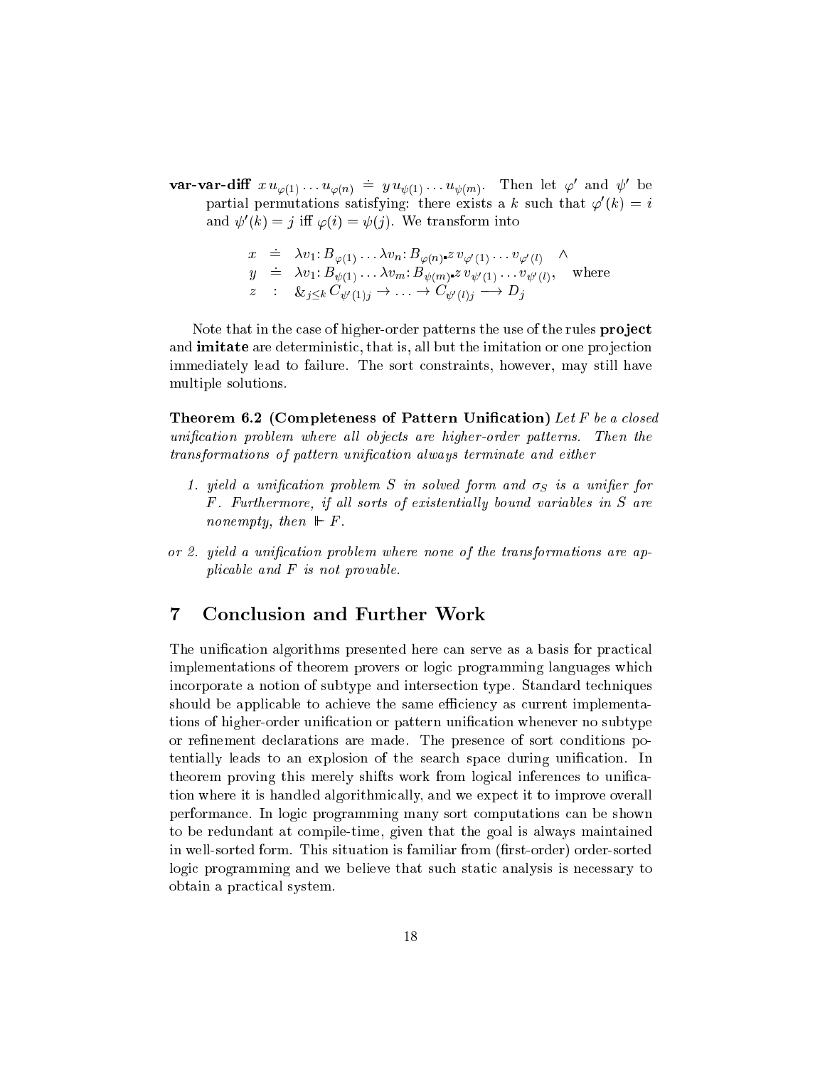**var-var-diff** $x\, u_{\varphi(1)} \ldots u_{\varphi(n)} \doteq y\, u_{\psi(1)} \ldots u_{\psi(m)}$. Then let $\varphi'$ and $\psi'$ be partial permutations satisfying: there exists a $k$ such that $\varphi'(k) = i$ and $\psi'(k) = j$ iff $\varphi(i) = \psi(j)$. We transform into

$$
\begin{array}{lcl}
x & \doteq & \lambda v_1 \colon B_{\varphi(1)} \ldots \lambda v_n \colon B_{\varphi(n)} \ldotp z\, v_{\varphi'(1)} \ldots v_{\varphi'(l)} \quad \wedge \\
y & \doteq & \lambda v_1 \colon B_{\psi(1)} \ldots \lambda v_m \colon B_{\psi(m)} \ldotp z\, v_{\psi'(1)} \ldots v_{\psi'(l)}, \quad \text{where} \\
z & : & \&_{j \leq k}\, C_{\psi'(1)j} \rightarrow \ldots \rightarrow C_{\psi'(l)j} \longrightarrow D_j
\end{array}
$$

Note that in the case of higher-order patterns the use of the rules **project** and **imitate** are deterministic, that is, all but the imitation or one projection immediately lead to failure. The sort constraints, however, may still have multiple solutions.

**Theorem 6.2 (Completeness of Pattern Unification)** *Let $F$ be a closed unification problem where all objects are higher-order patterns. Then the transformations of pattern unification always terminate and either*

1. *yield a unification problem $S$ in solved form and $\sigma_S$ is a unifier for $F$. Furthermore, if all sorts of existentially bound variables in $S$ are nonempty, then $\Vdash F$.*

*or* 2. *yield a unification problem where none of the transformations are applicable and $F$ is not provable.*

## 7 Conclusion and Further Work

The unification algorithms presented here can serve as a basis for practical implementations of theorem provers or logic programming languages which incorporate a notion of subtype and intersection type. Standard techniques should be applicable to achieve the same efficiency as current implementations of higher-order unification or pattern unification whenever no subtype or refinement declarations are made. The presence of sort conditions potentially leads to an explosion of the search space during unification. In theorem proving this merely shifts work from logical inferences to unification where it is handled algorithmically, and we expect it to improve overall performance. In logic programming many sort computations can be shown to be redundant at compile-time, given that the goal is always maintained in well-sorted form. This situation is familiar from (first-order) order-sorted logic programming and we believe that such static analysis is necessary to obtain a practical system.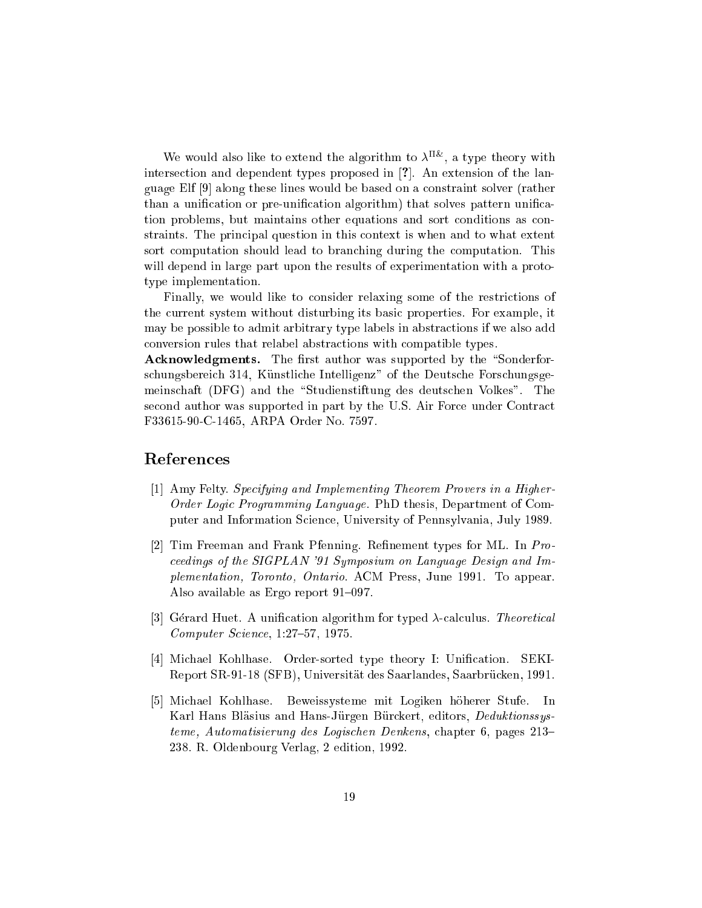We would also like to extend the algorithm to $\lambda^{\Pi\&}$, a type theory with intersection and dependent types proposed in [**?**]. An extension of the language Elf [9] along these lines would be based on a constraint solver (rather than a unification or pre-unification algorithm) that solves pattern unification problems, but maintains other equations and sort conditions as constraints. The principal question in this context is when and to what extent sort computation should lead to branching during the computation. This will depend in large part upon the results of experimentation with a prototype implementation.

Finally, we would like to consider relaxing some of the restrictions of the current system without disturbing its basic properties. For example, it may be possible to admit arbitrary type labels in abstractions if we also add conversion rules that relabel abstractions with compatible types.

**Acknowledgments.** The first author was supported by the "Sonderforschungsbereich 314, Künstliche Intelligenz" of the Deutsche Forschungsgemeinschaft (DFG) and the "Studienstiftung des deutschen Volkes". The second author was supported in part by the U.S. Air Force under Contract F33615-90-C-1465, ARPA Order No. 7597.

# References

[1] Amy Felty. *Specifying and Implementing Theorem Provers in a Higher-Order Logic Programming Language*. PhD thesis, Department of Computer and Information Science, University of Pennsylvania, July 1989.

[2] Tim Freeman and Frank Pfenning. Refinement types for ML. In *Proceedings of the SIGPLAN '91 Symposium on Language Design and Implementation, Toronto, Ontario*. ACM Press, June 1991. To appear. Also available as Ergo report 91–097.

[3] Gérard Huet. A unification algorithm for typed $\lambda$-calculus. *Theoretical Computer Science*, 1:27–57, 1975.

[4] Michael Kohlhase. Order-sorted type theory I: Unification. SEKI-Report SR-91-18 (SFB), Universität des Saarlandes, Saarbrücken, 1991.

[5] Michael Kohlhase. Beweissysteme mit Logiken höherer Stufe. In Karl Hans Bläsius and Hans-Jürgen Bürckert, editors, *Deduktionssysteme, Automatisierung des Logischen Denkens*, chapter 6, pages 213–238. R. Oldenbourg Verlag, 2 edition, 1992.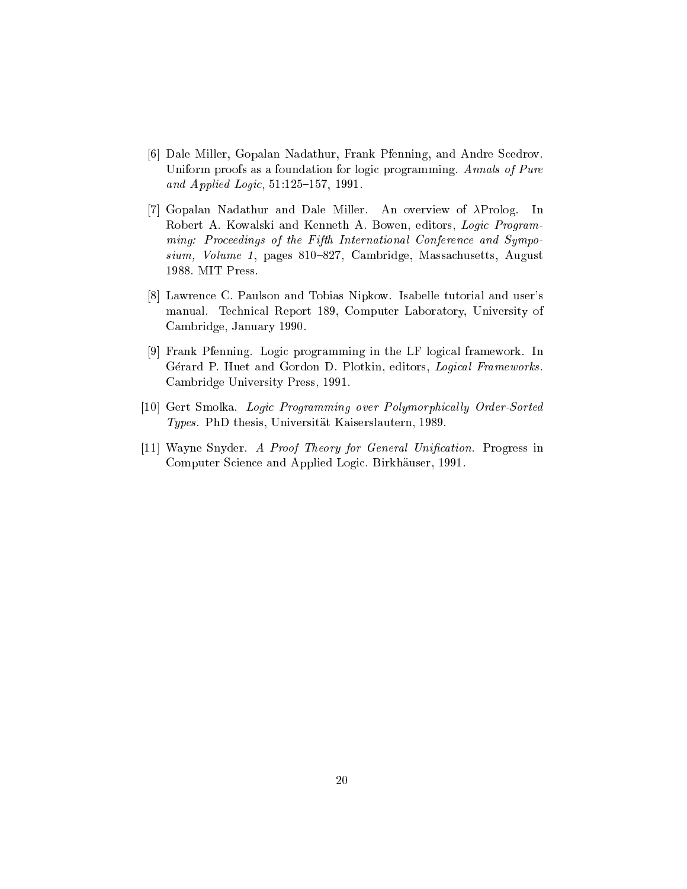[6] Dale Miller, Gopalan Nadathur, Frank Pfenning, and Andre Scedrov. Uniform proofs as a foundation for logic programming. *Annals of Pure and Applied Logic*, 51:125–157, 1991.

[7] Gopalan Nadathur and Dale Miller. An overview of $\lambda$Prolog. In Robert A. Kowalski and Kenneth A. Bowen, editors, *Logic Programming: Proceedings of the Fifth International Conference and Symposium, Volume 1*, pages 810–827, Cambridge, Massachusetts, August 1988. MIT Press.

[8] Lawrence C. Paulson and Tobias Nipkow. Isabelle tutorial and user's manual. Technical Report 189, Computer Laboratory, University of Cambridge, January 1990.

[9] Frank Pfenning. Logic programming in the LF logical framework. In Gérard P. Huet and Gordon D. Plotkin, editors, *Logical Frameworks*. Cambridge University Press, 1991.

[10] Gert Smolka. *Logic Programming over Polymorphically Order-Sorted Types*. PhD thesis, Universität Kaiserslautern, 1989.

[11] Wayne Snyder. *A Proof Theory for General Unification*. Progress in Computer Science and Applied Logic. Birkhäuser, 1991.